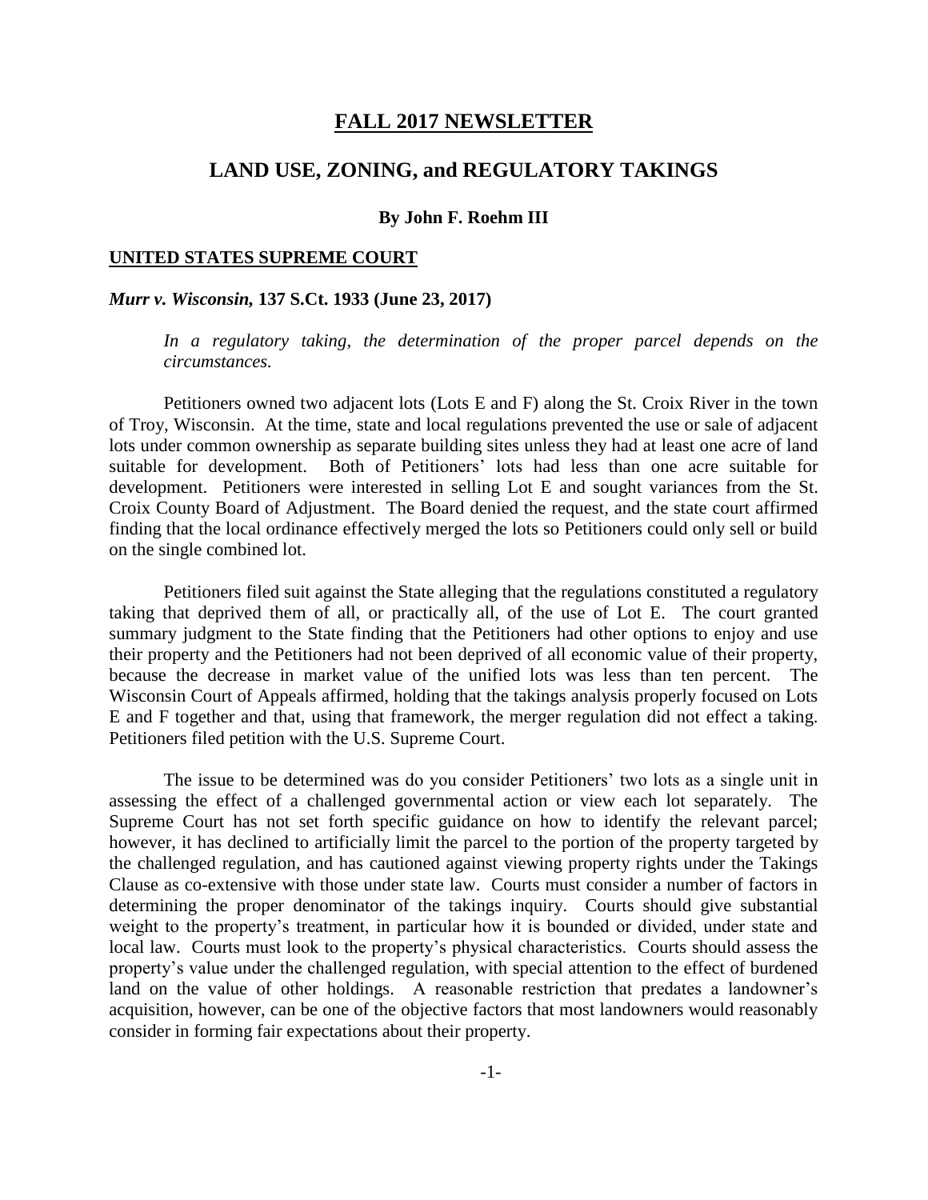# FALL 2017 NEWSLETTER

## LAND USE, ZONING, and REGULATORY TAKINGS

**By John F. Roehm III**

### UNITED STATES SUPREME COURT

#### *Murr v. Wisconsin,* 137 S.Ct. 1933 (June 23, 2017)

*In a regulatory taking, the determination of the proper parcel depends on the circumstances.*

Petitioners owned two adjacent lots (Lots E and F) along the St. Croix River in the town of Troy, Wisconsin. At the time, state and local regulations prevented the use or sale of adjacent lots under common ownership as separate building sites unless they had at least one acre of land suitable for development. Both of Petitioners' lots had less than one acre suitable for development. Petitioners were interested in selling Lot E and sought variances from the St. Croix County Board of Adjustment. The Board denied the request, and the state court affirmed finding that the local ordinance effectively merged the lots so Petitioners could only sell or build on the single combined lot.

Petitioners filed suit against the State alleging that the regulations constituted a regulatory taking that deprived them of all, or practically all, of the use of Lot E. The court granted summary judgment to the State finding that the Petitioners had other options to enjoy and use their property and the Petitioners had not been deprived of all economic value of their property, because the decrease in market value of the unified lots was less than ten percent. The Wisconsin Court of Appeals affirmed, holding that the takings analysis properly focused on Lots E and F together and that, using that framework, the merger regulation did not effect a taking. Petitioners filed petition with the U.S. Supreme Court.

The issue to be determined was do you consider Petitioners' two lots as a single unit in assessing the effect of a challenged governmental action or view each lot separately. The Supreme Court has not set forth specific guidance on how to identify the relevant parcel; however, it has declined to artificially limit the parcel to the portion of the property targeted by the challenged regulation, and has cautioned against viewing property rights under the Takings Clause as co-extensive with those under state law. Courts must consider a number of factors in determining the proper denominator of the takings inquiry. Courts should give substantial weight to the property's treatment, in particular how it is bounded or divided, under state and local law. Courts must look to the property's physical characteristics. Courts should assess the property's value under the challenged regulation, with special attention to the effect of burdened land on the value of other holdings. A reasonable restriction that predates a landowner's acquisition, however, can be one of the objective factors that most landowners would reasonably consider in forming fair expectations about their property.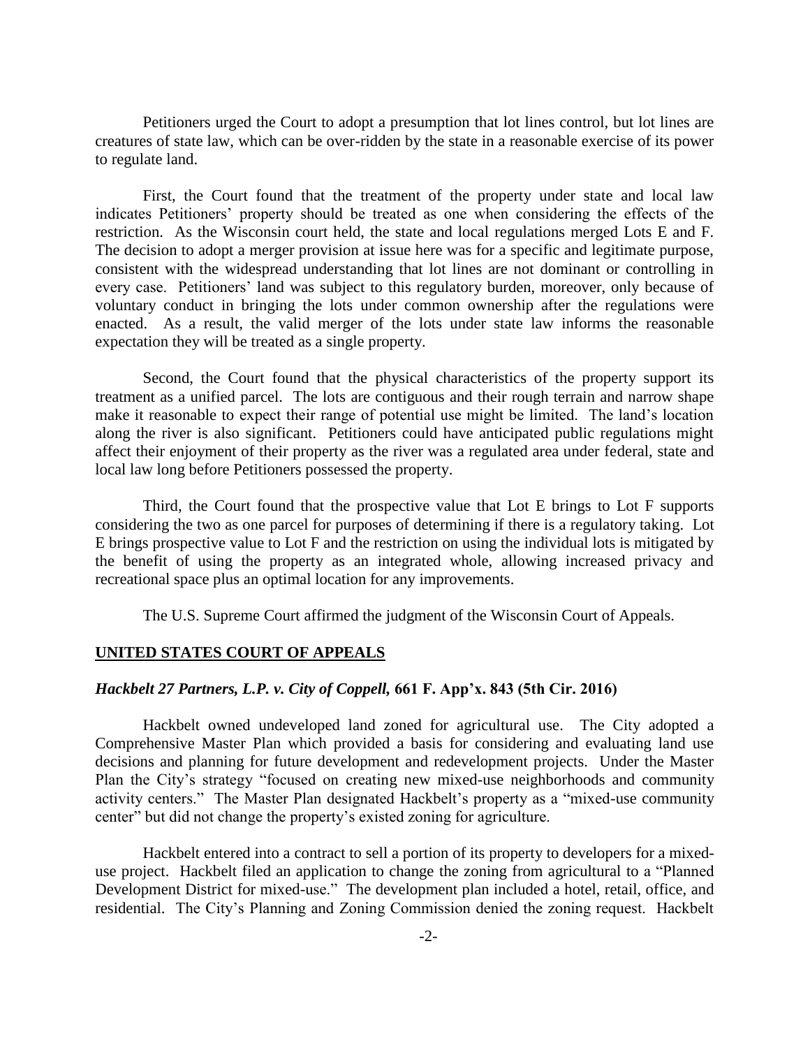Petitioners urged the Court to adopt a presumption that lot lines control, but lot lines are creatures of state law, which can be over-ridden by the state in a reasonable exercise of its power to regulate land.

First, the Court found that the treatment of the property under state and local law indicates Petitioners' property should be treated as one when considering the effects of the restriction. As the Wisconsin court held, the state and local regulations merged Lots E and F. The decision to adopt a merger provision at issue here was for a specific and legitimate purpose, consistent with the widespread understanding that lot lines are not dominant or controlling in every case. Petitioners' land was subject to this regulatory burden, moreover, only because of voluntary conduct in bringing the lots under common ownership after the regulations were enacted. As a result, the valid merger of the lots under state law informs the reasonable expectation they will be treated as a single property.

Second, the Court found that the physical characteristics of the property support its treatment as a unified parcel. The lots are contiguous and their rough terrain and narrow shape make it reasonable to expect their range of potential use might be limited. The land's location along the river is also significant. Petitioners could have anticipated public regulations might affect their enjoyment of their property as the river was a regulated area under federal, state and local law long before Petitioners possessed the property.

Third, the Court found that the prospective value that Lot E brings to Lot F supports considering the two as one parcel for purposes of determining if there is a regulatory taking. Lot E brings prospective value to Lot F and the restriction on using the individual lots is mitigated by the benefit of using the property as an integrated whole, allowing increased privacy and recreational space plus an optimal location for any improvements.

The U.S. Supreme Court affirmed the judgment of the Wisconsin Court of Appeals.

## UNITED STATES COURT OF APPEALS

### *Hackbelt 27 Partners, L.P. v. City of Coppell,* 661 F. App'x. 843 (5th Cir. 2016)

Hackbelt owned undeveloped land zoned for agricultural use. The City adopted a Comprehensive Master Plan which provided a basis for considering and evaluating land use decisions and planning for future development and redevelopment projects. Under the Master Plan the City's strategy "focused on creating new mixed-use neighborhoods and community activity centers." The Master Plan designated Hackbelt's property as a "mixed-use community center" but did not change the property's existed zoning for agriculture.

Hackbelt entered into a contract to sell a portion of its property to developers for a mixed-use project. Hackbelt filed an application to change the zoning from agricultural to a "Planned Development District for mixed-use." The development plan included a hotel, retail, office, and residential. The City's Planning and Zoning Commission denied the zoning request. Hackbelt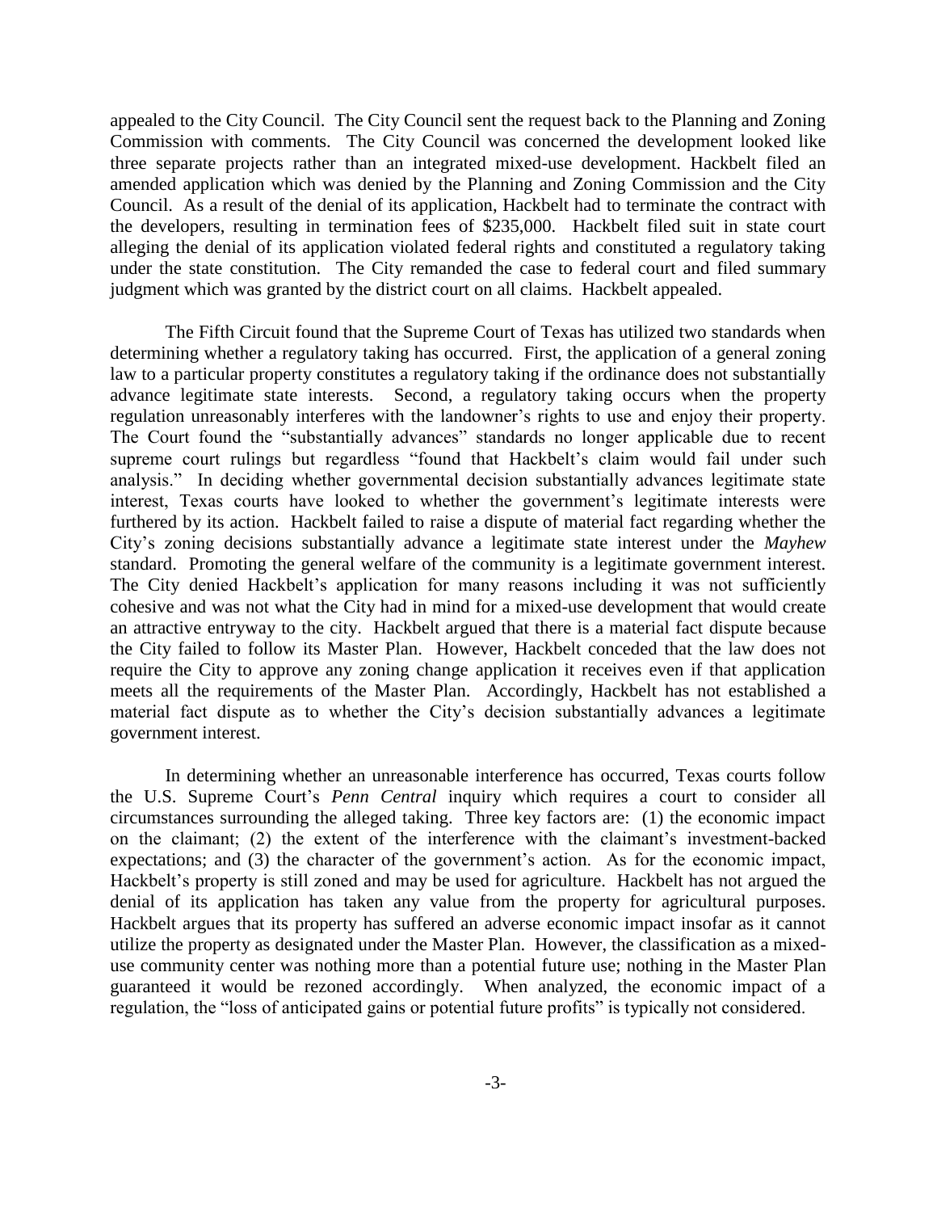appealed to the City Council. The City Council sent the request back to the Planning and Zoning Commission with comments. The City Council was concerned the development looked like three separate projects rather than an integrated mixed-use development. Hackbelt filed an amended application which was denied by the Planning and Zoning Commission and the City Council. As a result of the denial of its application, Hackbelt had to terminate the contract with the developers, resulting in termination fees of $235,000. Hackbelt filed suit in state court alleging the denial of its application violated federal rights and constituted a regulatory taking under the state constitution. The City remanded the case to federal court and filed summary judgment which was granted by the district court on all claims. Hackbelt appealed.

The Fifth Circuit found that the Supreme Court of Texas has utilized two standards when determining whether a regulatory taking has occurred. First, the application of a general zoning law to a particular property constitutes a regulatory taking if the ordinance does not substantially advance legitimate state interests. Second, a regulatory taking occurs when the property regulation unreasonably interferes with the landowner's rights to use and enjoy their property. The Court found the "substantially advances" standards no longer applicable due to recent supreme court rulings but regardless "found that Hackbelt's claim would fail under such analysis." In deciding whether governmental decision substantially advances legitimate state interest, Texas courts have looked to whether the government's legitimate interests were furthered by its action. Hackbelt failed to raise a dispute of material fact regarding whether the City's zoning decisions substantially advance a legitimate state interest under the *Mayhew* standard. Promoting the general welfare of the community is a legitimate government interest. The City denied Hackbelt's application for many reasons including it was not sufficiently cohesive and was not what the City had in mind for a mixed-use development that would create an attractive entryway to the city. Hackbelt argued that there is a material fact dispute because the City failed to follow its Master Plan. However, Hackbelt conceded that the law does not require the City to approve any zoning change application it receives even if that application meets all the requirements of the Master Plan. Accordingly, Hackbelt has not established a material fact dispute as to whether the City's decision substantially advances a legitimate government interest.

In determining whether an unreasonable interference has occurred, Texas courts follow the U.S. Supreme Court's *Penn Central* inquiry which requires a court to consider all circumstances surrounding the alleged taking. Three key factors are: (1) the economic impact on the claimant; (2) the extent of the interference with the claimant's investment-backed expectations; and (3) the character of the government's action. As for the economic impact, Hackbelt's property is still zoned and may be used for agriculture. Hackbelt has not argued the denial of its application has taken any value from the property for agricultural purposes. Hackbelt argues that its property has suffered an adverse economic impact insofar as it cannot utilize the property as designated under the Master Plan. However, the classification as a mixed-use community center was nothing more than a potential future use; nothing in the Master Plan guaranteed it would be rezoned accordingly. When analyzed, the economic impact of a regulation, the "loss of anticipated gains or potential future profits" is typically not considered.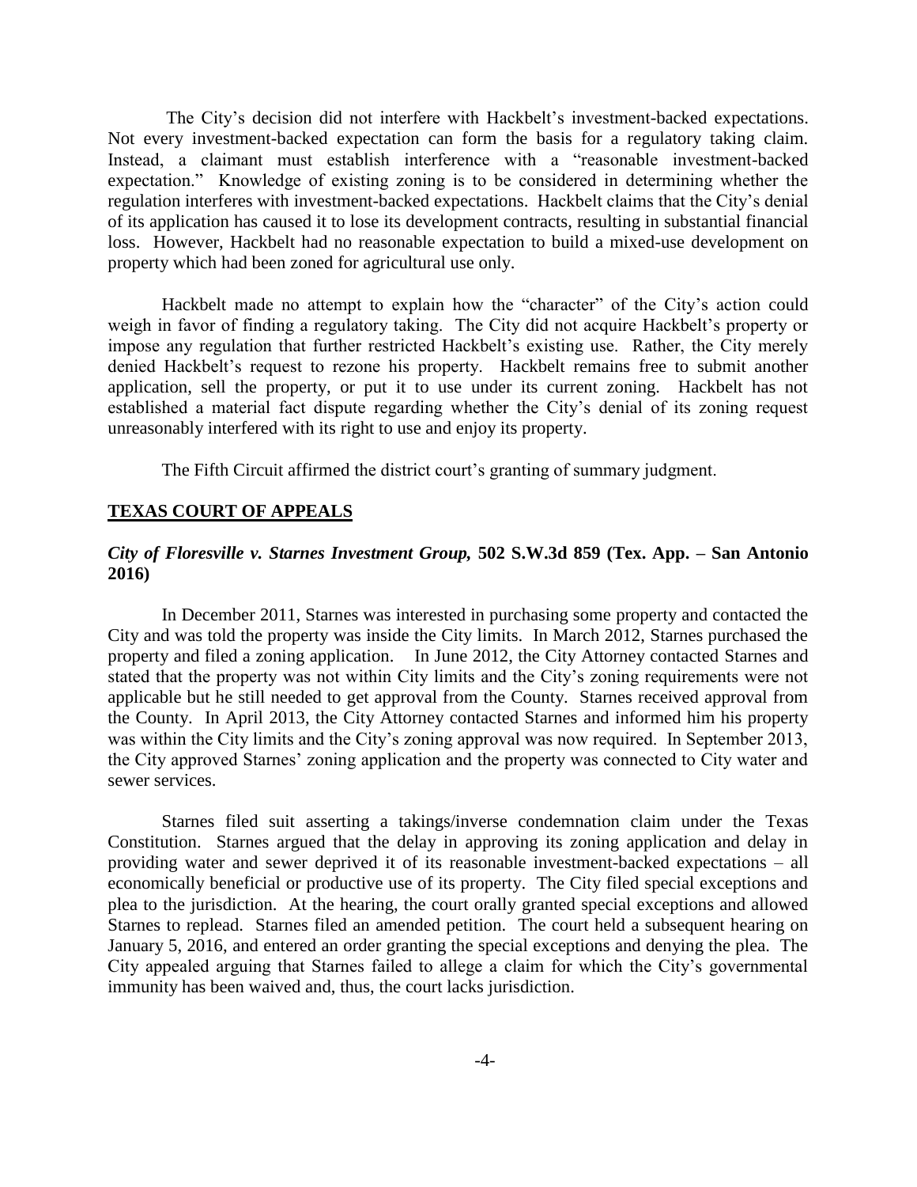The City's decision did not interfere with Hackbelt's investment-backed expectations. Not every investment-backed expectation can form the basis for a regulatory taking claim. Instead, a claimant must establish interference with a "reasonable investment-backed expectation." Knowledge of existing zoning is to be considered in determining whether the regulation interferes with investment-backed expectations. Hackbelt claims that the City's denial of its application has caused it to lose its development contracts, resulting in substantial financial loss. However, Hackbelt had no reasonable expectation to build a mixed-use development on property which had been zoned for agricultural use only.

Hackbelt made no attempt to explain how the "character" of the City's action could weigh in favor of finding a regulatory taking. The City did not acquire Hackbelt's property or impose any regulation that further restricted Hackbelt's existing use. Rather, the City merely denied Hackbelt's request to rezone his property. Hackbelt remains free to submit another application, sell the property, or put it to use under its current zoning. Hackbelt has not established a material fact dispute regarding whether the City's denial of its zoning request unreasonably interfered with its right to use and enjoy its property.

The Fifth Circuit affirmed the district court's granting of summary judgment.

## TEXAS COURT OF APPEALS

### *City of Floresville v. Starnes Investment Group,* 502 S.W.3d 859 (Tex. App. – San Antonio 2016)

In December 2011, Starnes was interested in purchasing some property and contacted the City and was told the property was inside the City limits. In March 2012, Starnes purchased the property and filed a zoning application. In June 2012, the City Attorney contacted Starnes and stated that the property was not within City limits and the City's zoning requirements were not applicable but he still needed to get approval from the County. Starnes received approval from the County. In April 2013, the City Attorney contacted Starnes and informed him his property was within the City limits and the City's zoning approval was now required. In September 2013, the City approved Starnes' zoning application and the property was connected to City water and sewer services.

Starnes filed suit asserting a takings/inverse condemnation claim under the Texas Constitution. Starnes argued that the delay in approving its zoning application and delay in providing water and sewer deprived it of its reasonable investment-backed expectations – all economically beneficial or productive use of its property. The City filed special exceptions and plea to the jurisdiction. At the hearing, the court orally granted special exceptions and allowed Starnes to replead. Starnes filed an amended petition. The court held a subsequent hearing on January 5, 2016, and entered an order granting the special exceptions and denying the plea. The City appealed arguing that Starnes failed to allege a claim for which the City's governmental immunity has been waived and, thus, the court lacks jurisdiction.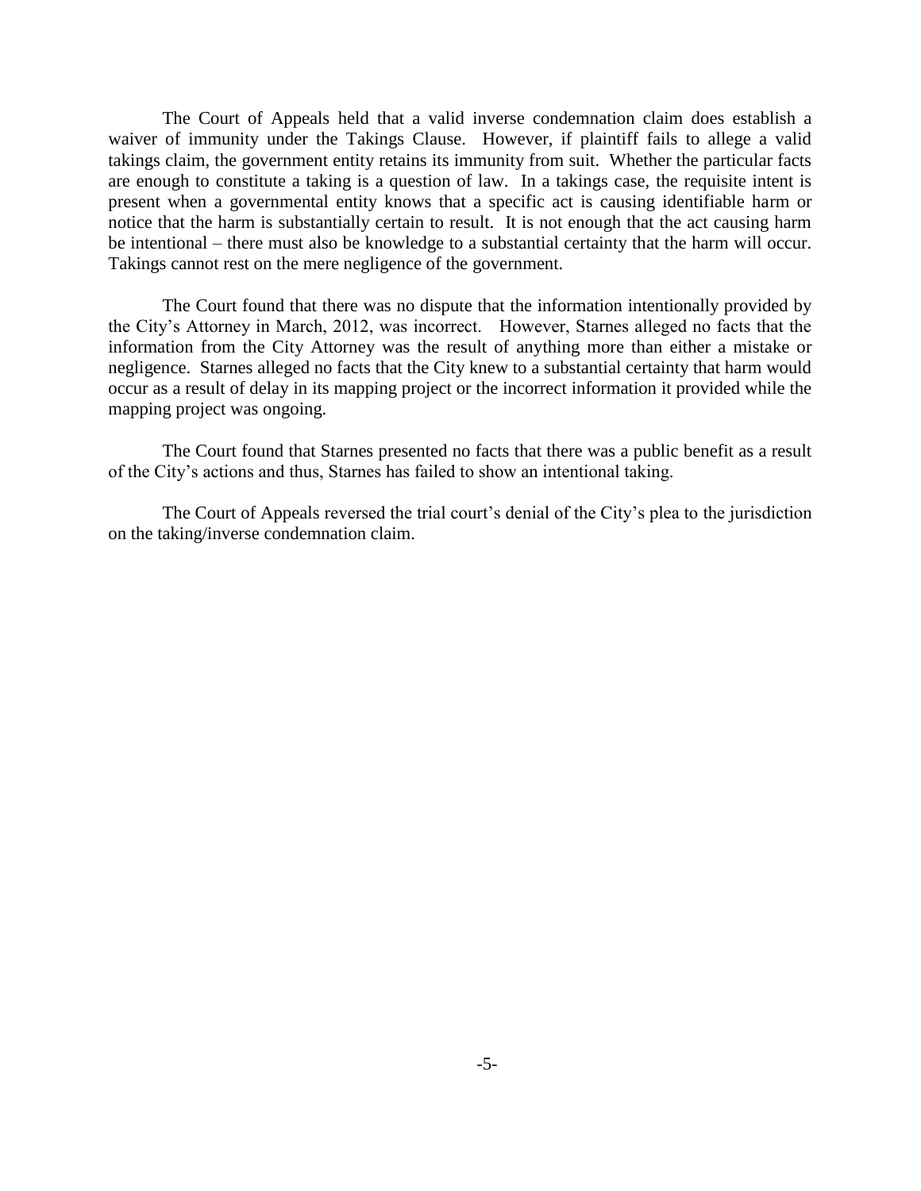The Court of Appeals held that a valid inverse condemnation claim does establish a waiver of immunity under the Takings Clause. However, if plaintiff fails to allege a valid takings claim, the government entity retains its immunity from suit. Whether the particular facts are enough to constitute a taking is a question of law. In a takings case, the requisite intent is present when a governmental entity knows that a specific act is causing identifiable harm or notice that the harm is substantially certain to result. It is not enough that the act causing harm be intentional – there must also be knowledge to a substantial certainty that the harm will occur. Takings cannot rest on the mere negligence of the government.

The Court found that there was no dispute that the information intentionally provided by the City's Attorney in March, 2012, was incorrect. However, Starnes alleged no facts that the information from the City Attorney was the result of anything more than either a mistake or negligence. Starnes alleged no facts that the City knew to a substantial certainty that harm would occur as a result of delay in its mapping project or the incorrect information it provided while the mapping project was ongoing.

The Court found that Starnes presented no facts that there was a public benefit as a result of the City's actions and thus, Starnes has failed to show an intentional taking.

The Court of Appeals reversed the trial court's denial of the City's plea to the jurisdiction on the taking/inverse condemnation claim.